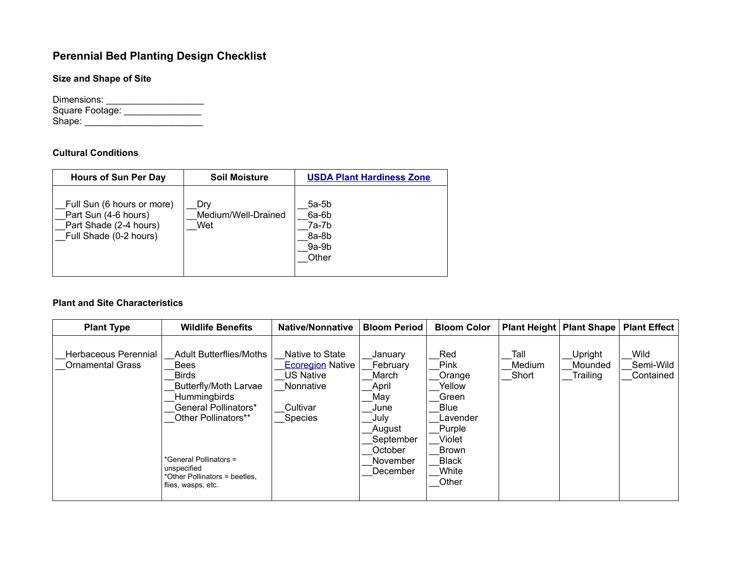# Perennial Bed Planting Design Checklist

### Size and Shape of Site

Dimensions: ___________________
Square Footage: _______________
Shape: _______________________

### Cultural Conditions

| Hours of Sun Per Day | Soil Moisture | USDA Plant Hardiness Zone |
|---|---|---|
| __Full Sun (6 hours or more)<br>__Part Sun (4-6 hours)<br>__Part Shade (2-4 hours)<br>__Full Shade (0-2 hours) | __Dry<br>__Medium/Well-Drained<br>__Wet | __5a-5b<br>__6a-6b<br>__7a-7b<br>__8a-8b<br>__9a-9b<br>__Other |

### Plant and Site Characteristics

| Plant Type | Wildlife Benefits | Native/Nonnative | Bloom Period | Bloom Color | Plant Height | Plant Shape | Plant Effect |
|---|---|---|---|---|---|---|---|
| __Herbaceous Perennial<br>__Ornamental Grass | __Adult Butterflies/Moths<br>__Bees<br>__Birds<br>__Butterfly/Moth Larvae<br>__Hummingbirds<br>__General Pollinators*<br>__Other Pollinators**<br><br>*General Pollinators = unspecified<br>*Other Pollinators = beetles, flies, wasps, etc. | __Native to State<br>__Ecoregion Native<br>__US Native<br>__Nonnative<br><br>__Cultivar<br>__Species | __January<br>__February<br>__March<br>__April<br>__May<br>__June<br>__July<br>__August<br>__September<br>__October<br>__November<br>__December | __Red<br>__Pink<br>__Orange<br>__Yellow<br>__Green<br>__Blue<br>__Lavender<br>__Purple<br>__Violet<br>__Brown<br>__Black<br>__White<br>__Other | __Tall<br>__Medium<br>__Short | __Upright<br>__Mounded<br>__Trailing | __Wild<br>__Semi-Wild<br>__Contained |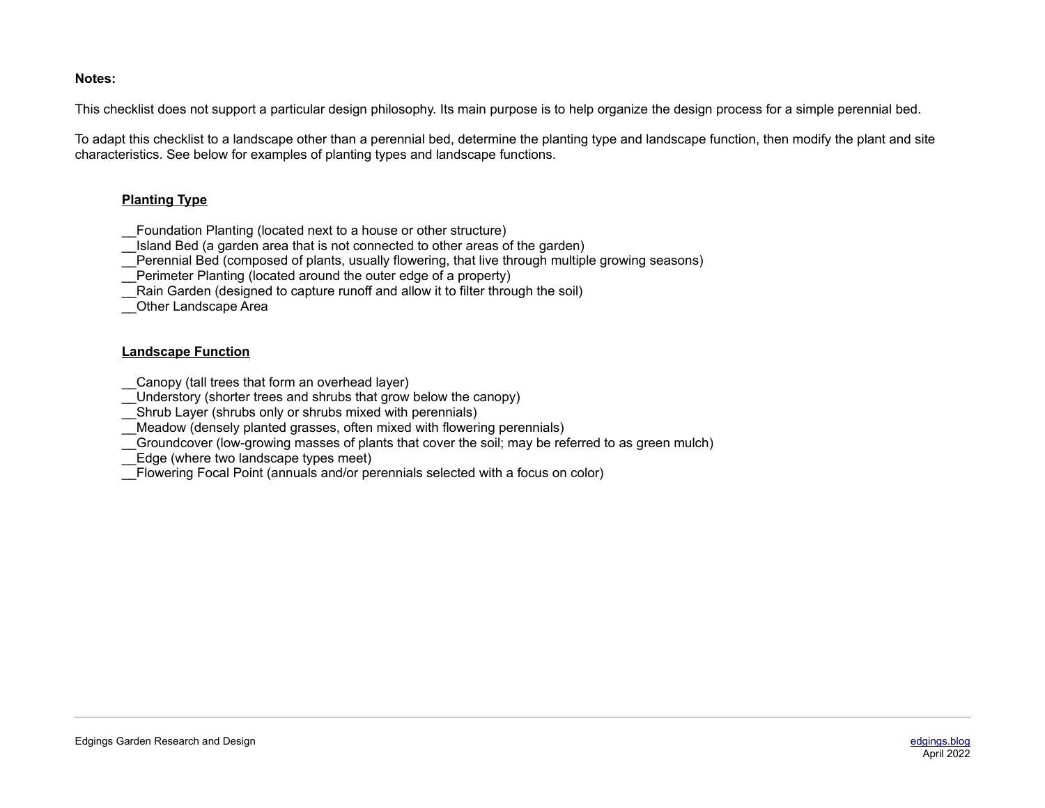**Notes:**

This checklist does not support a particular design philosophy. Its main purpose is to help organize the design process for a simple perennial bed.

To adapt this checklist to a landscape other than a perennial bed, determine the planting type and landscape function, then modify the plant and site characteristics. See below for examples of planting types and landscape functions.

**Planting Type**

__Foundation Planting (located next to a house or other structure)
__Island Bed (a garden area that is not connected to other areas of the garden)
__Perennial Bed (composed of plants, usually flowering, that live through multiple growing seasons)
__Perimeter Planting (located around the outer edge of a property)
__Rain Garden (designed to capture runoff and allow it to filter through the soil)
__Other Landscape Area

**Landscape Function**

__Canopy (tall trees that form an overhead layer)
__Understory (shorter trees and shrubs that grow below the canopy)
__Shrub Layer (shrubs only or shrubs mixed with perennials)
__Meadow (densely planted grasses, often mixed with flowering perennials)
__Groundcover (low-growing masses of plants that cover the soil; may be referred to as green mulch)
__Edge (where two landscape types meet)
__Flowering Focal Point (annuals and/or perennials selected with a focus on color)